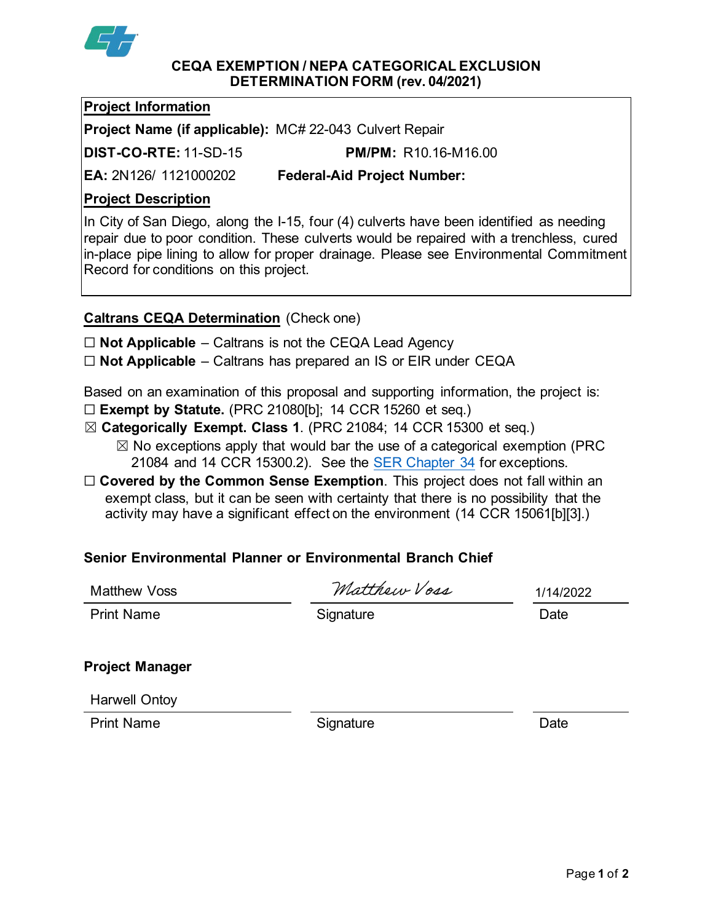# CEQA EXEMPTION / NEPA CATEGORICAL EXCLUSION DETERMINATION FORM (rev. 04/2021)

## Project Information

**Project Name (if applicable):** MC# 22-043 Culvert Repair

**DIST-CO-RTE:** 11-SD-15 **PM/PM:** R10.16-M16.00

**EA:** 2N126/ 1121000202 **Federal-Aid Project Number:**

## Project Description

In City of San Diego, along the I-15, four (4) culverts have been identified as needing repair due to poor condition. These culverts would be repaired with a trenchless, cured in-place pipe lining to allow for proper drainage. Please see Environmental Commitment Record for conditions on this project.

## Caltrans CEQA Determination (Check one)

☐ **Not Applicable** – Caltrans is not the CEQA Lead Agency

☐ **Not Applicable** – Caltrans has prepared an IS or EIR under CEQA

Based on an examination of this proposal and supporting information, the project is:

☐ **Exempt by Statute.** (PRC 21080[b]; 14 CCR 15260 et seq.)

☒ **Categorically Exempt. Class 1**. (PRC 21084; 14 CCR 15300 et seq.)

- ☒ No exceptions apply that would bar the use of a categorical exemption (PRC 21084 and 14 CCR 15300.2). See the SER Chapter 34 for exceptions.

☐ **Covered by the Common Sense Exemption**. This project does not fall within an exempt class, but it can be seen with certainty that there is no possibility that the activity may have a significant effect on the environment (14 CCR 15061[b][3].)

### Senior Environmental Planner or Environmental Branch Chief

| Matthew Voss | *Matthew Voss* | 1/14/2022 |
|---|---|---|
| Print Name | Signature | Date |

### Project Manager

| Harwell Ontoy | | |
|---|---|---|
| Print Name | Signature | Date |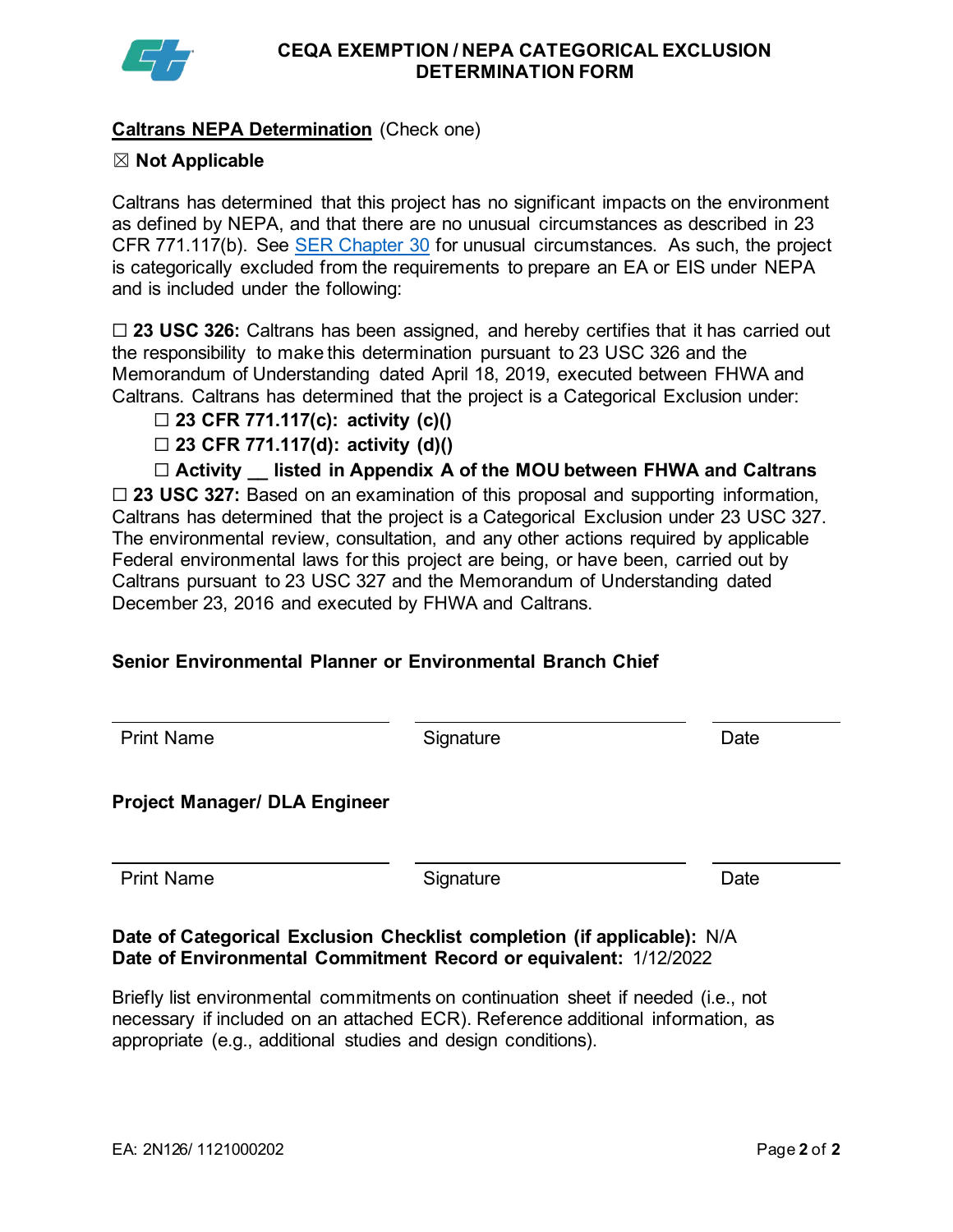# CEQA EXEMPTION / NEPA CATEGORICAL EXCLUSION DETERMINATION FORM

**Caltrans NEPA Determination** (Check one)

☒ **Not Applicable**

Caltrans has determined that this project has no significant impacts on the environment as defined by NEPA, and that there are no unusual circumstances as described in 23 CFR 771.117(b). See SER Chapter 30 for unusual circumstances. As such, the project is categorically excluded from the requirements to prepare an EA or EIS under NEPA and is included under the following:

☐ **23 USC 326:** Caltrans has been assigned, and hereby certifies that it has carried out the responsibility to make this determination pursuant to 23 USC 326 and the Memorandum of Understanding dated April 18, 2019, executed between FHWA and Caltrans. Caltrans has determined that the project is a Categorical Exclusion under:

- ☐ **23 CFR 771.117(c): activity (c)()**
- ☐ **23 CFR 771.117(d): activity (d)()**
- ☐ **Activity __ listed in Appendix A of the MOU between FHWA and Caltrans**

☐ **23 USC 327:** Based on an examination of this proposal and supporting information, Caltrans has determined that the project is a Categorical Exclusion under 23 USC 327. The environmental review, consultation, and any other actions required by applicable Federal environmental laws for this project are being, or have been, carried out by Caltrans pursuant to 23 USC 327 and the Memorandum of Understanding dated December 23, 2016 and executed by FHWA and Caltrans.

**Senior Environmental Planner or Environmental Branch Chief**

| | | |
|---|---|---|
| Print Name | Signature | Date |

**Project Manager/ DLA Engineer**

| | | |
|---|---|---|
| Print Name | Signature | Date |

**Date of Categorical Exclusion Checklist completion (if applicable):** N/A
**Date of Environmental Commitment Record or equivalent:** 1/12/2022

Briefly list environmental commitments on continuation sheet if needed (i.e., not necessary if included on an attached ECR). Reference additional information, as appropriate (e.g., additional studies and design conditions).

EA: 2N126/ 1121000202